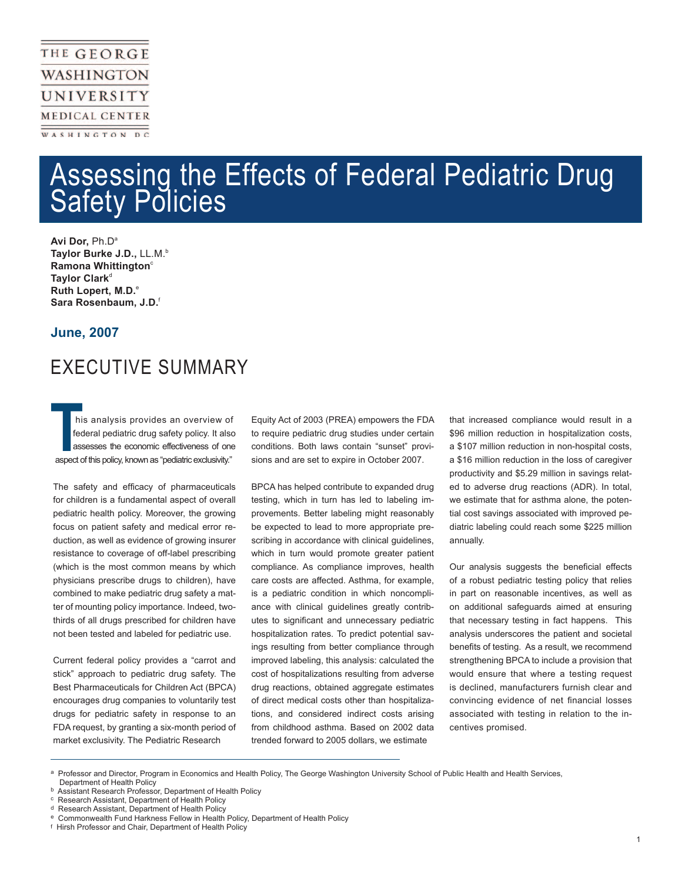THE GEORGE WASHINGTON UNIVERSITY MEDICAL CENTER
WASHINGTON DC

# Assessing the Effects of Federal Pediatric Drug Safety Policies

**Avi Dor,** Ph.D[a]
**Taylor Burke J.D.,** LL.M.[b]
**Ramona Whittington**[c]
**Taylor Clark**[d]
**Ruth Lopert, M.D.**[e]
**Sara Rosenbaum, J.D.**[f]

**June, 2007**

## EXECUTIVE SUMMARY

This analysis provides an overview of federal pediatric drug safety policy. It also assesses the economic effectiveness of one aspect of this policy, known as "pediatric exclusivity."

The safety and efficacy of pharmaceuticals for children is a fundamental aspect of overall pediatric health policy. Moreover, the growing focus on patient safety and medical error reduction, as well as evidence of growing insurer resistance to coverage of off-label prescribing (which is the most common means by which physicians prescribe drugs to children), have combined to make pediatric drug safety a matter of mounting policy importance. Indeed, two-thirds of all drugs prescribed for children have not been tested and labeled for pediatric use.

Current federal policy provides a "carrot and stick" approach to pediatric drug safety. The Best Pharmaceuticals for Children Act (BPCA) encourages drug companies to voluntarily test drugs for pediatric safety in response to an FDA request, by granting a six-month period of market exclusivity. The Pediatric Research Equity Act of 2003 (PREA) empowers the FDA to require pediatric drug studies under certain conditions. Both laws contain "sunset" provisions and are set to expire in October 2007.

BPCA has helped contribute to expanded drug testing, which in turn has led to labeling improvements. Better labeling might reasonably be expected to lead to more appropriate prescribing in accordance with clinical guidelines, which in turn would promote greater patient compliance. As compliance improves, health care costs are affected. Asthma, for example, is a pediatric condition in which noncompliance with clinical guidelines greatly contributes to significant and unnecessary pediatric hospitalization rates. To predict potential savings resulting from better compliance through improved labeling, this analysis: calculated the cost of hospitalizations resulting from adverse drug reactions, obtained aggregate estimates of direct medical costs other than hospitalizations, and considered indirect costs arising from childhood asthma. Based on 2002 data trended forward to 2005 dollars, we estimate that increased compliance would result in a $96 million reduction in hospitalization costs, a $107 million reduction in non-hospital costs, a $16 million reduction in the loss of caregiver productivity and $5.29 million in savings related to adverse drug reactions (ADR). In total, we estimate that for asthma alone, the potential cost savings associated with improved pediatric labeling could reach some $225 million annually.

Our analysis suggests the beneficial effects of a robust pediatric testing policy that relies in part on reasonable incentives, as well as on additional safeguards aimed at ensuring that necessary testing in fact happens. This analysis underscores the patient and societal benefits of testing. As a result, we recommend strengthening BPCA to include a provision that would ensure that where a testing request is declined, manufacturers furnish clear and convincing evidence of net financial losses associated with testing in relation to the incentives promised.

---

[a] Professor and Director, Program in Economics and Health Policy, The George Washington University School of Public Health and Health Services, Department of Health Policy
[b] Assistant Research Professor, Department of Health Policy
[c] Research Assistant, Department of Health Policy
[d] Research Assistant, Department of Health Policy
[e] Commonwealth Fund Harkness Fellow in Health Policy, Department of Health Policy
[f] Hirsh Professor and Chair, Department of Health Policy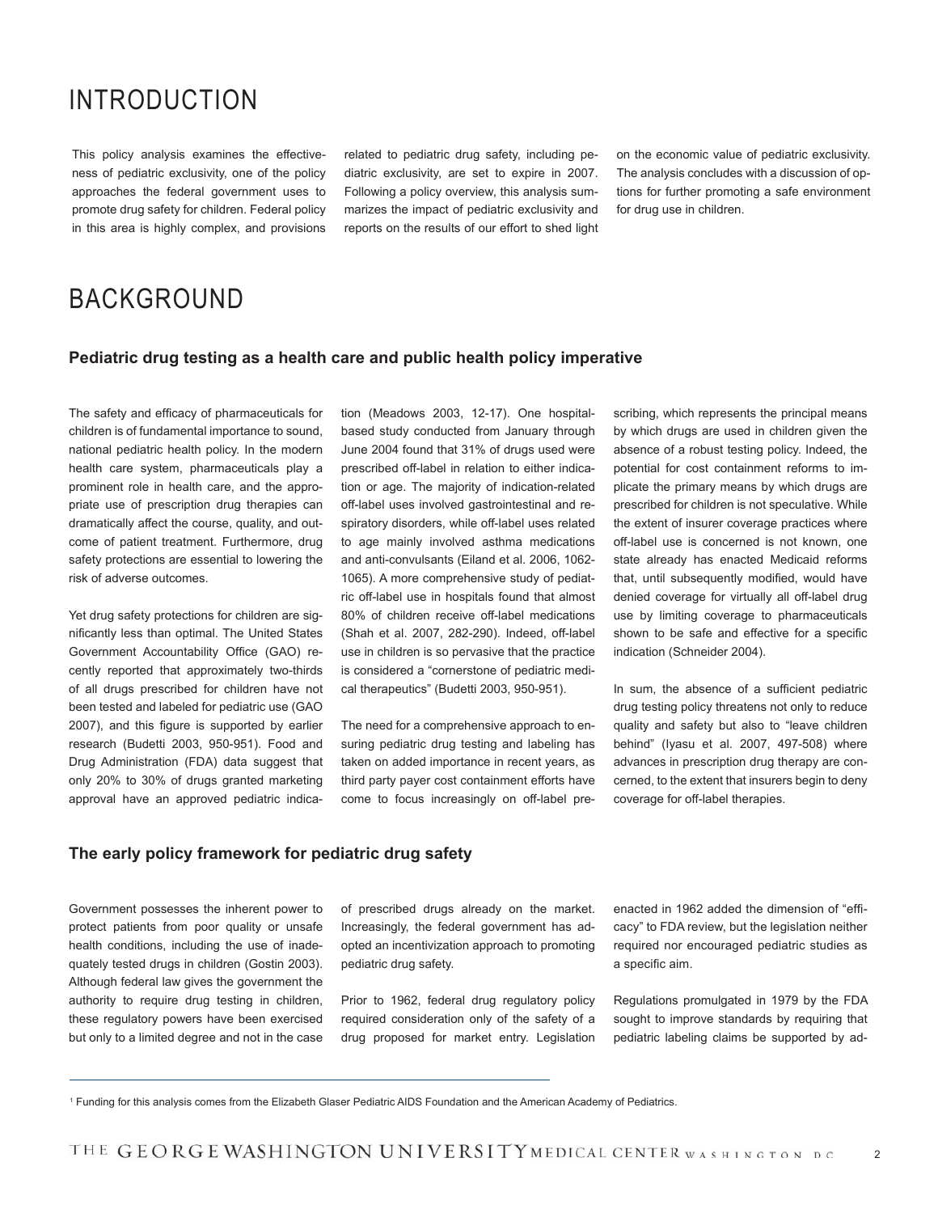# INTRODUCTION

This policy analysis examines the effectiveness of pediatric exclusivity, one of the policy approaches the federal government uses to promote drug safety for children. Federal policy in this area is highly complex, and provisions related to pediatric drug safety, including pediatric exclusivity, are set to expire in 2007. Following a policy overview, this analysis summarizes the impact of pediatric exclusivity and reports on the results of our effort to shed light on the economic value of pediatric exclusivity. The analysis concludes with a discussion of options for further promoting a safe environment for drug use in children.

# BACKGROUND

### Pediatric drug testing as a health care and public health policy imperative

The safety and efficacy of pharmaceuticals for children is of fundamental importance to sound, national pediatric health policy. In the modern health care system, pharmaceuticals play a prominent role in health care, and the appropriate use of prescription drug therapies can dramatically affect the course, quality, and outcome of patient treatment. Furthermore, drug safety protections are essential to lowering the risk of adverse outcomes.

Yet drug safety protections for children are significantly less than optimal. The United States Government Accountability Office (GAO) recently reported that approximately two-thirds of all drugs prescribed for children have not been tested and labeled for pediatric use (GAO 2007), and this figure is supported by earlier research (Budetti 2003, 950-951). Food and Drug Administration (FDA) data suggest that only 20% to 30% of drugs granted marketing approval have an approved pediatric indication (Meadows 2003, 12-17). One hospital-based study conducted from January through June 2004 found that 31% of drugs used were prescribed off-label in relation to either indication or age. The majority of indication-related off-label uses involved gastrointestinal and respiratory disorders, while off-label uses related to age mainly involved asthma medications and anti-convulsants (Eiland et al. 2006, 1062-1065). A more comprehensive study of pediatric off-label use in hospitals found that almost 80% of children receive off-label medications (Shah et al. 2007, 282-290). Indeed, off-label use in children is so pervasive that the practice is considered a "cornerstone of pediatric medical therapeutics" (Budetti 2003, 950-951).

The need for a comprehensive approach to ensuring pediatric drug testing and labeling has taken on added importance in recent years, as third party payer cost containment efforts have come to focus increasingly on off-label prescribing, which represents the principal means by which drugs are used in children given the absence of a robust testing policy. Indeed, the potential for cost containment reforms to implicate the primary means by which drugs are prescribed for children is not speculative. While the extent of insurer coverage practices where off-label use is concerned is not known, one state already has enacted Medicaid reforms that, until subsequently modified, would have denied coverage for virtually all off-label drug use by limiting coverage to pharmaceuticals shown to be safe and effective for a specific indication (Schneider 2004).

In sum, the absence of a sufficient pediatric drug testing policy threatens not only to reduce quality and safety but also to "leave children behind" (Iyasu et al. 2007, 497-508) where advances in prescription drug therapy are concerned, to the extent that insurers begin to deny coverage for off-label therapies.

### The early policy framework for pediatric drug safety

Government possesses the inherent power to protect patients from poor quality or unsafe health conditions, including the use of inadequately tested drugs in children (Gostin 2003). Although federal law gives the government the authority to require drug testing in children, these regulatory powers have been exercised but only to a limited degree and not in the case of prescribed drugs already on the market. Increasingly, the federal government has adopted an incentivization approach to promoting pediatric drug safety.

Prior to 1962, federal drug regulatory policy required consideration only of the safety of a drug proposed for market entry. Legislation enacted in 1962 added the dimension of "efficacy" to FDA review, but the legislation neither required nor encouraged pediatric studies as a specific aim.

Regulations promulgated in 1979 by the FDA sought to improve standards by requiring that pediatric labeling claims be supported by ad-

---

[1] Funding for this analysis comes from the Elizabeth Glaser Pediatric AIDS Foundation and the American Academy of Pediatrics.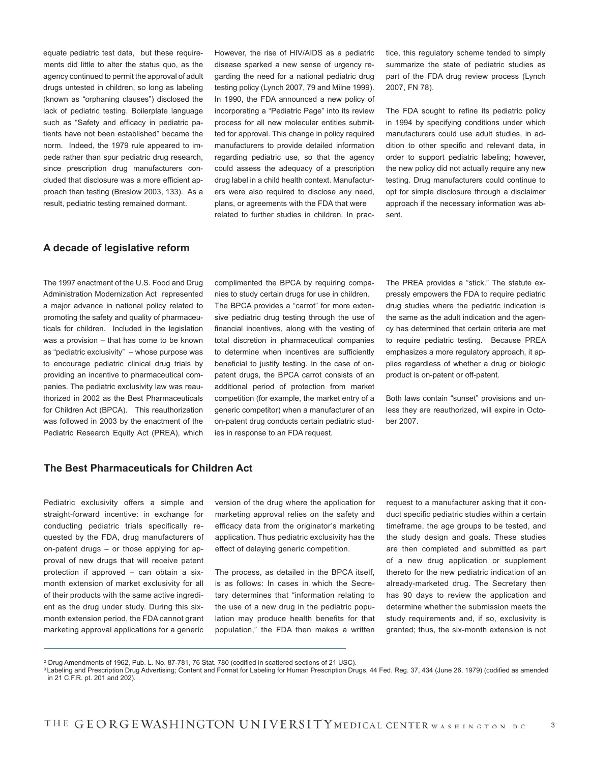equate pediatric test data, but these requirements did little to alter the status quo, as the agency continued to permit the approval of adult drugs untested in children, so long as labeling (known as "orphaning clauses") disclosed the lack of pediatric testing. Boilerplate language such as "Safety and efficacy in pediatric patients have not been established" became the norm. Indeed, the 1979 rule appeared to impede rather than spur pediatric drug research, since prescription drug manufacturers concluded that disclosure was a more efficient approach than testing (Breslow 2003, 133). As a result, pediatric testing remained dormant.

However, the rise of HIV/AIDS as a pediatric disease sparked a new sense of urgency regarding the need for a national pediatric drug testing policy (Lynch 2007, 79 and Milne 1999). In 1990, the FDA announced a new policy of incorporating a "Pediatric Page" into its review process for all new molecular entities submitted for approval. This change in policy required manufacturers to provide detailed information regarding pediatric use, so that the agency could assess the adequacy of a prescription drug label in a child health context. Manufacturers were also required to disclose any need, plans, or agreements with the FDA that were related to further studies in children. In practice, this regulatory scheme tended to simply summarize the state of pediatric studies as part of the FDA drug review process (Lynch 2007, FN 78).

The FDA sought to refine its pediatric policy in 1994 by specifying conditions under which manufacturers could use adult studies, in addition to other specific and relevant data, in order to support pediatric labeling; however, the new policy did not actually require any new testing. Drug manufacturers could continue to opt for simple disclosure through a disclaimer approach if the necessary information was absent.

## A decade of legislative reform

The 1997 enactment of the U.S. Food and Drug Administration Modernization Act represented a major advance in national policy related to promoting the safety and quality of pharmaceuticals for children. Included in the legislation was a provision – that has come to be known as "pediatric exclusivity" – whose purpose was to encourage pediatric clinical drug trials by providing an incentive to pharmaceutical companies. The pediatric exclusivity law was reauthorized in 2002 as the Best Pharmaceuticals for Children Act (BPCA). This reauthorization was followed in 2003 by the enactment of the Pediatric Research Equity Act (PREA), which complimented the BPCA by requiring companies to study certain drugs for use in children.

The BPCA provides a "carrot" for more extensive pediatric drug testing through the use of financial incentives, along with the vesting of total discretion in pharmaceutical companies to determine when incentives are sufficiently beneficial to justify testing. In the case of on-patent drugs, the BPCA carrot consists of an additional period of protection from market competition (for example, the market entry of a generic competitor) when a manufacturer of an on-patent drug conducts certain pediatric studies in response to an FDA request.

The PREA provides a "stick." The statute expressly empowers the FDA to require pediatric drug studies where the pediatric indication is the same as the adult indication and the agency has determined that certain criteria are met to require pediatric testing. Because PREA emphasizes a more regulatory approach, it applies regardless of whether a drug or biologic product is on-patent or off-patent.

Both laws contain "sunset" provisions and unless they are reauthorized, will expire in October 2007.

## The Best Pharmaceuticals for Children Act

Pediatric exclusivity offers a simple and straight-forward incentive: in exchange for conducting pediatric trials specifically requested by the FDA, drug manufacturers of on-patent drugs – or those applying for approval of new drugs that will receive patent protection if approved – can obtain a six-month extension of market exclusivity for all of their products with the same active ingredient as the drug under study. During this six-month extension period, the FDA cannot grant marketing approval applications for a generic version of the drug where the application for marketing approval relies on the safety and efficacy data from the originator's marketing application. Thus pediatric exclusivity has the effect of delaying generic competition.

The process, as detailed in the BPCA itself, is as follows: In cases in which the Secretary determines that "information relating to the use of a new drug in the pediatric population may produce health benefits for that population," the FDA then makes a written request to a manufacturer asking that it conduct specific pediatric studies within a certain timeframe, the age groups to be tested, and the study design and goals. These studies are then completed and submitted as part of a new drug application or supplement thereto for the new pediatric indication of an already-marketed drug. The Secretary then has 90 days to review the application and determine whether the submission meets the study requirements and, if so, exclusivity is granted; thus, the six-month extension is not

---

[2] Drug Amendments of 1962, Pub. L. No. 87-781, 76 Stat. 780 (codified in scattered sections of 21 USC).

[3] Labeling and Prescription Drug Advertising; Content and Format for Labeling for Human Prescription Drugs, 44 Fed. Reg. 37, 434 (June 26, 1979) (codified as amended in 21 C.F.R. pt. 201 and 202).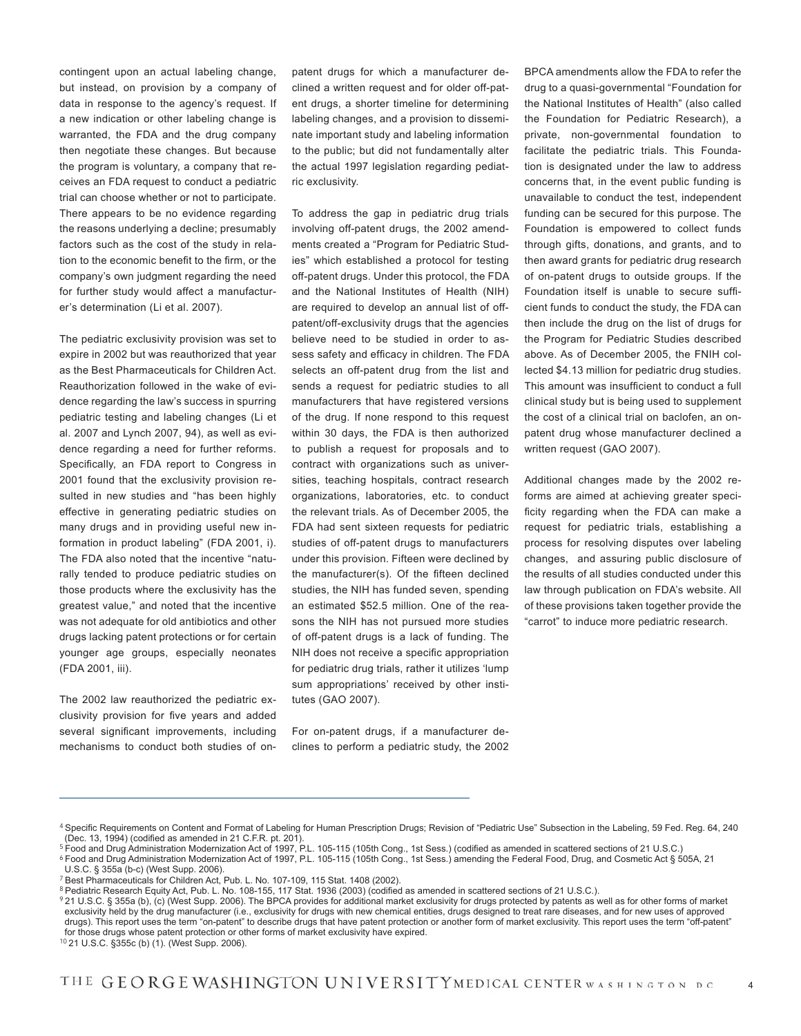contingent upon an actual labeling change, but instead, on provision by a company of data in response to the agency's request. If a new indication or other labeling change is warranted, the FDA and the drug company then negotiate these changes. But because the program is voluntary, a company that receives an FDA request to conduct a pediatric trial can choose whether or not to participate. There appears to be no evidence regarding the reasons underlying a decline; presumably factors such as the cost of the study in relation to the economic benefit to the firm, or the company's own judgment regarding the need for further study would affect a manufacturer's determination (Li et al. 2007).

The pediatric exclusivity provision was set to expire in 2002 but was reauthorized that year as the Best Pharmaceuticals for Children Act. Reauthorization followed in the wake of evidence regarding the law's success in spurring pediatric testing and labeling changes (Li et al. 2007 and Lynch 2007, 94), as well as evidence regarding a need for further reforms. Specifically, an FDA report to Congress in 2001 found that the exclusivity provision resulted in new studies and "has been highly effective in generating pediatric studies on many drugs and in providing useful new information in product labeling" (FDA 2001, i). The FDA also noted that the incentive "naturally tended to produce pediatric studies on those products where the exclusivity has the greatest value," and noted that the incentive was not adequate for old antibiotics and other drugs lacking patent protections or for certain younger age groups, especially neonates (FDA 2001, iii).

The 2002 law reauthorized the pediatric exclusivity provision for five years and added several significant improvements, including mechanisms to conduct both studies of on-patent drugs for which a manufacturer declined a written request and for older off-patent drugs, a shorter timeline for determining labeling changes, and a provision to disseminate important study and labeling information to the public; but did not fundamentally alter the actual 1997 legislation regarding pediatric exclusivity.

To address the gap in pediatric drug trials involving off-patent drugs, the 2002 amendments created a "Program for Pediatric Studies" which established a protocol for testing off-patent drugs. Under this protocol, the FDA and the National Institutes of Health (NIH) are required to develop an annual list of off-patent/off-exclusivity drugs that the agencies believe need to be studied in order to assess safety and efficacy in children. The FDA selects an off-patent drug from the list and sends a request for pediatric studies to all manufacturers that have registered versions of the drug. If none respond to this request within 30 days, the FDA is then authorized to publish a request for proposals and to contract with organizations such as universities, teaching hospitals, contract research organizations, laboratories, etc. to conduct the relevant trials. As of December 2005, the FDA had sent sixteen requests for pediatric studies of off-patent drugs to manufacturers under this provision. Fifteen were declined by the manufacturer(s). Of the fifteen declined studies, the NIH has funded seven, spending an estimated $52.5 million. One of the reasons the NIH has not pursued more studies of off-patent drugs is a lack of funding. The NIH does not receive a specific appropriation for pediatric drug trials, rather it utilizes 'lump sum appropriations' received by other institutes (GAO 2007).

For on-patent drugs, if a manufacturer declines to perform a pediatric study, the 2002 BPCA amendments allow the FDA to refer the drug to a quasi-governmental "Foundation for the National Institutes of Health" (also called the Foundation for Pediatric Research), a private, non-governmental foundation to facilitate the pediatric trials. This Foundation is designated under the law to address concerns that, in the event public funding is unavailable to conduct the test, independent funding can be secured for this purpose. The Foundation is empowered to collect funds through gifts, donations, and grants, and to then award grants for pediatric drug research of on-patent drugs to outside groups. If the Foundation itself is unable to secure sufficient funds to conduct the study, the FDA can then include the drug on the list of drugs for the Program for Pediatric Studies described above. As of December 2005, the FNIH collected $4.13 million for pediatric drug studies. This amount was insufficient to conduct a full clinical study but is being used to supplement the cost of a clinical trial on baclofen, an on-patent drug whose manufacturer declined a written request (GAO 2007).

Additional changes made by the 2002 reforms are aimed at achieving greater specificity regarding when the FDA can make a request for pediatric trials, establishing a process for resolving disputes over labeling changes, and assuring public disclosure of the results of all studies conducted under this law through publication on FDA's website. All of these provisions taken together provide the "carrot" to induce more pediatric research.

---

[4] Specific Requirements on Content and Format of Labeling for Human Prescription Drugs; Revision of "Pediatric Use" Subsection in the Labeling, 59 Fed. Reg. 64, 240 (Dec. 13, 1994) (codified as amended in 21 C.F.R. pt. 201).

[5] Food and Drug Administration Modernization Act of 1997, P.L. 105-115 (105th Cong., 1st Sess.) (codified as amended in scattered sections of 21 U.S.C.)

[6] Food and Drug Administration Modernization Act of 1997, P.L. 105-115 (105th Cong., 1st Sess.) amending the Federal Food, Drug, and Cosmetic Act § 505A, 21 U.S.C. § 355a (b-c) (West Supp. 2006).

[7] Best Pharmaceuticals for Children Act, Pub. L. No. 107-109, 115 Stat. 1408 (2002).

[8] Pediatric Research Equity Act, Pub. L. No. 108-155, 117 Stat. 1936 (2003) (codified as amended in scattered sections of 21 U.S.C.).

[9] 21 U.S.C. § 355a (b), (c) (West Supp. 2006). The BPCA provides for additional market exclusivity for drugs protected by patents as well as for other forms of market exclusivity held by the drug manufacturer (i.e., exclusivity for drugs with new chemical entities, drugs designed to treat rare diseases, and for new uses of approved drugs). This report uses the term "on-patent" to describe drugs that have patent protection or another form of market exclusivity. This report uses the term "off-patent" for those drugs whose patent protection or other forms of market exclusivity have expired.

[10] 21 U.S.C. §355c (b) (1). (West Supp. 2006).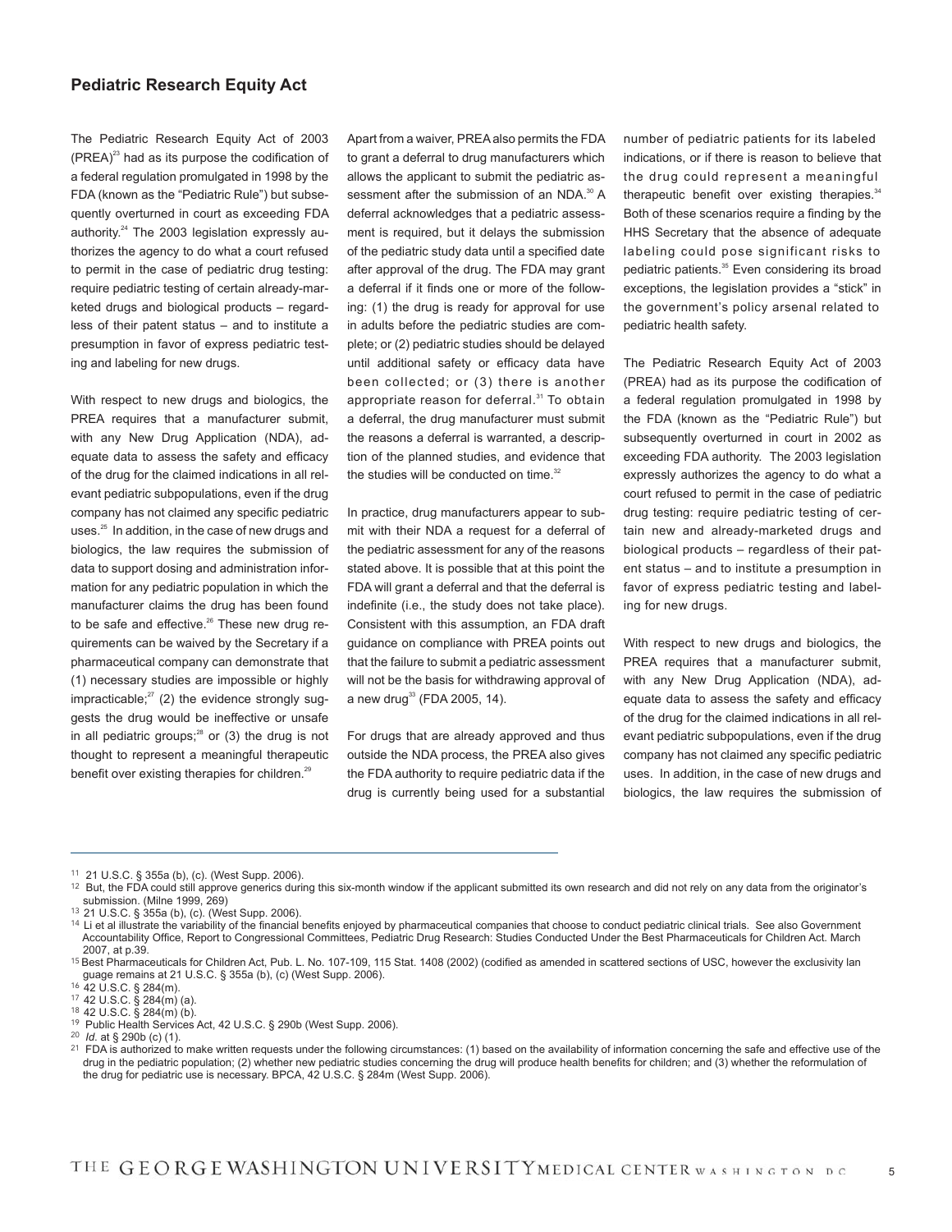## Pediatric Research Equity Act

The Pediatric Research Equity Act of 2003 (PREA)[23] had as its purpose the codification of a federal regulation promulgated in 1998 by the FDA (known as the "Pediatric Rule") but subsequently overturned in court as exceeding FDA authority.[24] The 2003 legislation expressly authorizes the agency to do what a court refused to permit in the case of pediatric drug testing: require pediatric testing of certain already-marketed drugs and biological products – regardless of their patent status – and to institute a presumption in favor of express pediatric testing and labeling for new drugs.

With respect to new drugs and biologics, the PREA requires that a manufacturer submit, with any New Drug Application (NDA), adequate data to assess the safety and efficacy of the drug for the claimed indications in all relevant pediatric subpopulations, even if the drug company has not claimed any specific pediatric uses.[25] In addition, in the case of new drugs and biologics, the law requires the submission of data to support dosing and administration information for any pediatric population in which the manufacturer claims the drug has been found to be safe and effective.[26] These new drug requirements can be waived by the Secretary if a pharmaceutical company can demonstrate that (1) necessary studies are impossible or highly impracticable;[27] (2) the evidence strongly suggests the drug would be ineffective or unsafe in all pediatric groups;[28] or (3) the drug is not thought to represent a meaningful therapeutic benefit over existing therapies for children.[29]

Apart from a waiver, PREA also permits the FDA to grant a deferral to drug manufacturers which allows the applicant to submit the pediatric assessment after the submission of an NDA.[30] A deferral acknowledges that a pediatric assessment is required, but it delays the submission of the pediatric study data until a specified date after approval of the drug. The FDA may grant a deferral if it finds one or more of the following: (1) the drug is ready for approval for use in adults before the pediatric studies are complete; or (2) pediatric studies should be delayed until additional safety or efficacy data have been collected; or (3) there is another appropriate reason for deferral.[31] To obtain a deferral, the drug manufacturer must submit the reasons a deferral is warranted, a description of the planned studies, and evidence that the studies will be conducted on time.[32]

In practice, drug manufacturers appear to submit with their NDA a request for a deferral of the pediatric assessment for any of the reasons stated above. It is possible that at this point the FDA will grant a deferral and that the deferral is indefinite (i.e., the study does not take place). Consistent with this assumption, an FDA draft guidance on compliance with PREA points out that the failure to submit a pediatric assessment will not be the basis for withdrawing approval of a new drug[33] (FDA 2005, 14).

For drugs that are already approved and thus outside the NDA process, the PREA also gives the FDA authority to require pediatric data if the drug is currently being used for a substantial number of pediatric patients for its labeled indications, or if there is reason to believe that the drug could represent a meaningful therapeutic benefit over existing therapies.[34] Both of these scenarios require a finding by the HHS Secretary that the absence of adequate labeling could pose significant risks to pediatric patients.[35] Even considering its broad exceptions, the legislation provides a "stick" in the government's policy arsenal related to pediatric health safety.

The Pediatric Research Equity Act of 2003 (PREA) had as its purpose the codification of a federal regulation promulgated in 1998 by the FDA (known as the "Pediatric Rule") but subsequently overturned in court in 2002 as exceeding FDA authority. The 2003 legislation expressly authorizes the agency to do what a court refused to permit in the case of pediatric drug testing: require pediatric testing of certain new and already-marketed drugs and biological products – regardless of their patent status – and to institute a presumption in favor of express pediatric testing and labeling for new drugs.

With respect to new drugs and biologics, the PREA requires that a manufacturer submit, with any New Drug Application (NDA), adequate data to assess the safety and efficacy of the drug for the claimed indications in all relevant pediatric subpopulations, even if the drug company has not claimed any specific pediatric uses. In addition, in the case of new drugs and biologics, the law requires the submission of

---

[11] 21 U.S.C. § 355a (b), (c). (West Supp. 2006).

[12] But, the FDA could still approve generics during this six-month window if the applicant submitted its own research and did not rely on any data from the originator's submission. (Milne 1999, 269)

[13] 21 U.S.C. § 355a (b), (c). (West Supp. 2006).

[14] Li et al illustrate the variability of the financial benefits enjoyed by pharmaceutical companies that choose to conduct pediatric clinical trials. See also Government Accountability Office, Report to Congressional Committees, Pediatric Drug Research: Studies Conducted Under the Best Pharmaceuticals for Children Act. March 2007, at p.39.

[15] Best Pharmaceuticals for Children Act, Pub. L. No. 107-109, 115 Stat. 1408 (2002) (codified as amended in scattered sections of USC, however the exclusivity lan guage remains at 21 U.S.C. § 355a (b), (c) (West Supp. 2006).

[16] 42 U.S.C. § 284(m).

[17] 42 U.S.C. § 284(m) (a).

[18] 42 U.S.C. § 284(m) (b).

[19] Public Health Services Act, 42 U.S.C. § 290b (West Supp. 2006).

[20] *Id*. at § 290b (c) (1).

[21] FDA is authorized to make written requests under the following circumstances: (1) based on the availability of information concerning the safe and effective use of the drug in the pediatric population; (2) whether new pediatric studies concerning the drug will produce health benefits for children; and (3) whether the reformulation of the drug for pediatric use is necessary. BPCA, 42 U.S.C. § 284m (West Supp. 2006).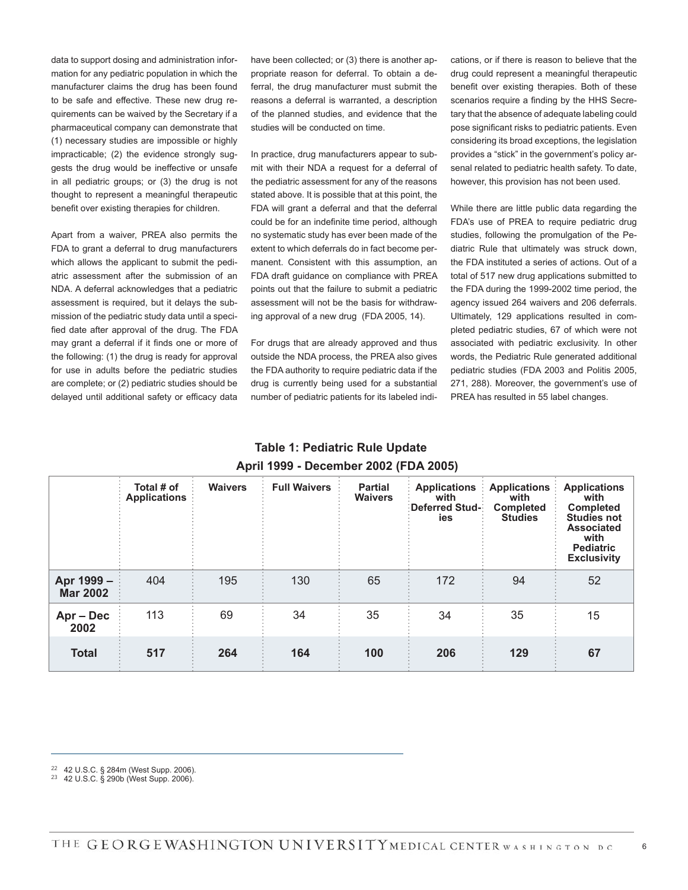data to support dosing and administration information for any pediatric population in which the manufacturer claims the drug has been found to be safe and effective. These new drug requirements can be waived by the Secretary if a pharmaceutical company can demonstrate that (1) necessary studies are impossible or highly impracticable; (2) the evidence strongly suggests the drug would be ineffective or unsafe in all pediatric groups; or (3) the drug is not thought to represent a meaningful therapeutic benefit over existing therapies for children.

Apart from a waiver, PREA also permits the FDA to grant a deferral to drug manufacturers which allows the applicant to submit the pediatric assessment after the submission of an NDA. A deferral acknowledges that a pediatric assessment is required, but it delays the submission of the pediatric study data until a specified date after approval of the drug. The FDA may grant a deferral if it finds one or more of the following: (1) the drug is ready for approval for use in adults before the pediatric studies are complete; or (2) pediatric studies should be delayed until additional safety or efficacy data have been collected; or (3) there is another appropriate reason for deferral. To obtain a deferral, the drug manufacturer must submit the reasons a deferral is warranted, a description of the planned studies, and evidence that the studies will be conducted on time.

In practice, drug manufacturers appear to submit with their NDA a request for a deferral of the pediatric assessment for any of the reasons stated above. It is possible that at this point, the FDA will grant a deferral and that the deferral could be for an indefinite time period, although no systematic study has ever been made of the extent to which deferrals do in fact become permanent. Consistent with this assumption, an FDA draft guidance on compliance with PREA points out that the failure to submit a pediatric assessment will not be the basis for withdrawing approval of a new drug (FDA 2005, 14).

For drugs that are already approved and thus outside the NDA process, the PREA also gives the FDA authority to require pediatric data if the drug is currently being used for a substantial number of pediatric patients for its labeled indications, or if there is reason to believe that the drug could represent a meaningful therapeutic benefit over existing therapies. Both of these scenarios require a finding by the HHS Secretary that the absence of adequate labeling could pose significant risks to pediatric patients. Even considering its broad exceptions, the legislation provides a "stick" in the government's policy arsenal related to pediatric health safety. To date, however, this provision has not been used.

While there are little public data regarding the FDA's use of PREA to require pediatric drug studies, following the promulgation of the Pediatric Rule that ultimately was struck down, the FDA instituted a series of actions. Out of a total of 517 new drug applications submitted to the FDA during the 1999-2002 time period, the agency issued 264 waivers and 206 deferrals. Ultimately, 129 applications resulted in completed pediatric studies, 67 of which were not associated with pediatric exclusivity. In other words, the Pediatric Rule generated additional pediatric studies (FDA 2003 and Politis 2005, 271, 288). Moreover, the government's use of PREA has resulted in 55 label changes.

**Table 1: Pediatric Rule Update**
**April 1999 - December 2002 (FDA 2005)**

| | Total # of Applications | Waivers | Full Waivers | Partial Waivers | Applications with Deferred Studies | Applications with Completed Studies | Applications with Completed Studies not Associated with Pediatric Exclusivity |
|---|---|---|---|---|---|---|---|
| **Apr 1999 – Mar 2002** | 404 | 195 | 130 | 65 | 172 | 94 | 52 |
| **Apr – Dec 2002** | 113 | 69 | 34 | 35 | 34 | 35 | 15 |
| **Total** | **517** | **264** | **164** | **100** | **206** | **129** | **67** |

[22] 42 U.S.C. § 284m (West Supp. 2006).
[23] 42 U.S.C. § 290b (West Supp. 2006).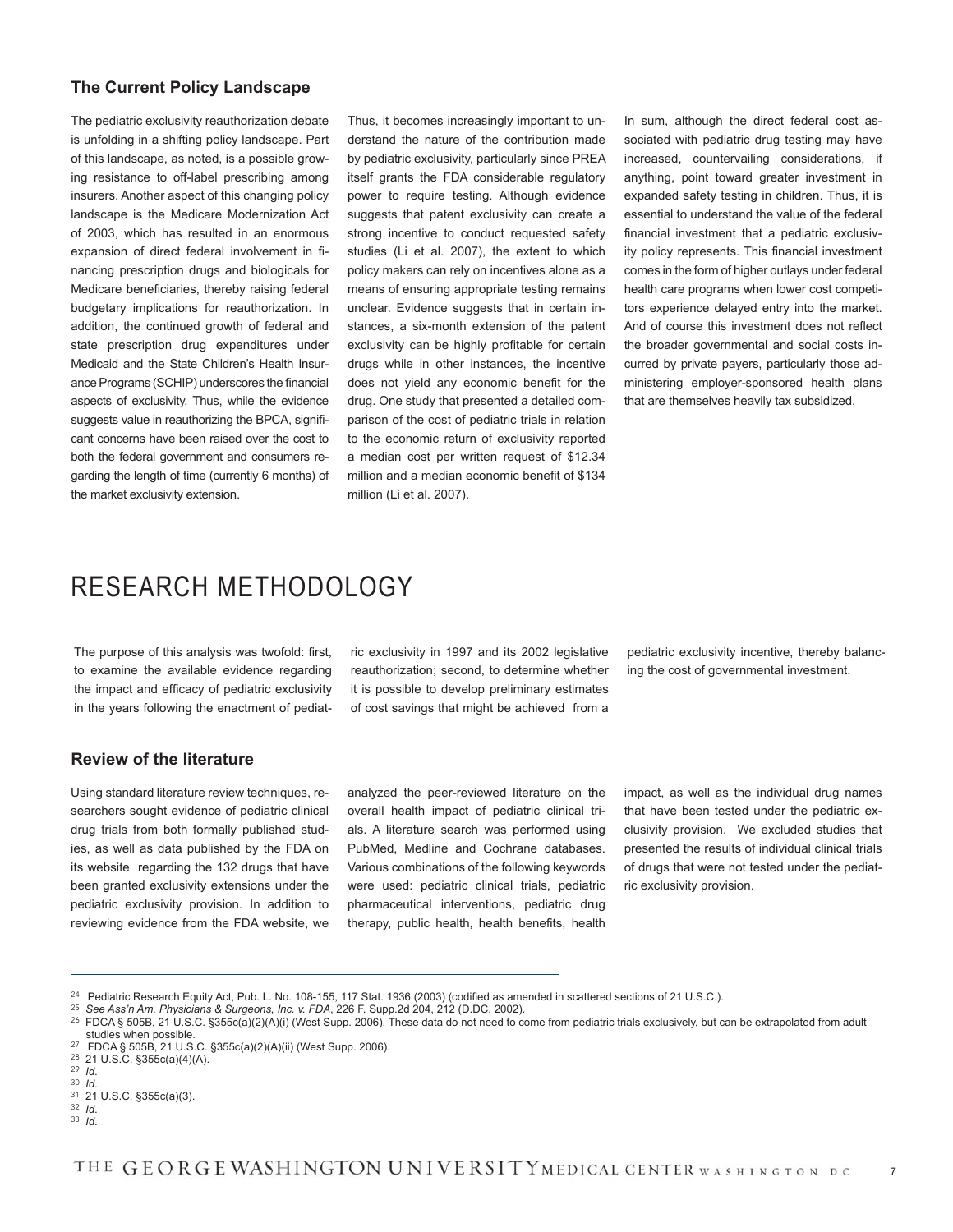### The Current Policy Landscape

The pediatric exclusivity reauthorization debate is unfolding in a shifting policy landscape. Part of this landscape, as noted, is a possible growing resistance to off-label prescribing among insurers. Another aspect of this changing policy landscape is the Medicare Modernization Act of 2003, which has resulted in an enormous expansion of direct federal involvement in financing prescription drugs and biologicals for Medicare beneficiaries, thereby raising federal budgetary implications for reauthorization. In addition, the continued growth of federal and state prescription drug expenditures under Medicaid and the State Children's Health Insurance Programs (SCHIP) underscores the financial aspects of exclusivity. Thus, while the evidence suggests value in reauthorizing the BPCA, significant concerns have been raised over the cost to both the federal government and consumers regarding the length of time (currently 6 months) of the market exclusivity extension.

Thus, it becomes increasingly important to understand the nature of the contribution made by pediatric exclusivity, particularly since PREA itself grants the FDA considerable regulatory power to require testing. Although evidence suggests that patent exclusivity can create a strong incentive to conduct requested safety studies (Li et al. 2007), the extent to which policy makers can rely on incentives alone as a means of ensuring appropriate testing remains unclear. Evidence suggests that in certain instances, a six-month extension of the patent exclusivity can be highly profitable for certain drugs while in other instances, the incentive does not yield any economic benefit for the drug. One study that presented a detailed comparison of the cost of pediatric trials in relation to the economic return of exclusivity reported a median cost per written request of $12.34 million and a median economic benefit of $134 million (Li et al. 2007).

In sum, although the direct federal cost associated with pediatric drug testing may have increased, countervailing considerations, if anything, point toward greater investment in expanded safety testing in children. Thus, it is essential to understand the value of the federal financial investment that a pediatric exclusivity policy represents. This financial investment comes in the form of higher outlays under federal health care programs when lower cost competitors experience delayed entry into the market. And of course this investment does not reflect the broader governmental and social costs incurred by private payers, particularly those administering employer-sponsored health plans that are themselves heavily tax subsidized.

# RESEARCH METHODOLOGY

The purpose of this analysis was twofold: first, to examine the available evidence regarding the impact and efficacy of pediatric exclusivity in the years following the enactment of pediatric exclusivity in 1997 and its 2002 legislative reauthorization; second, to determine whether it is possible to develop preliminary estimates of cost savings that might be achieved from a pediatric exclusivity incentive, thereby balancing the cost of governmental investment.

### Review of the literature

Using standard literature review techniques, researchers sought evidence of pediatric clinical drug trials from both formally published studies, as well as data published by the FDA on its website regarding the 132 drugs that have been granted exclusivity extensions under the pediatric exclusivity provision. In addition to reviewing evidence from the FDA website, we analyzed the peer-reviewed literature on the overall health impact of pediatric clinical trials. A literature search was performed using PubMed, Medline and Cochrane databases. Various combinations of the following keywords were used: pediatric clinical trials, pediatric pharmaceutical interventions, pediatric drug therapy, public health, health benefits, health impact, as well as the individual drug names that have been tested under the pediatric exclusivity provision. We excluded studies that presented the results of individual clinical trials of drugs that were not tested under the pediatric exclusivity provision.

---

[24] Pediatric Research Equity Act, Pub. L. No. 108-155, 117 Stat. 1936 (2003) (codified as amended in scattered sections of 21 U.S.C.).

[25] *See Ass'n Am. Physicians & Surgeons, Inc. v. FDA*, 226 F. Supp.2d 204, 212 (D.DC. 2002).

[26] FDCA § 505B, 21 U.S.C. §355c(a)(2)(A)(i) (West Supp. 2006). These data do not need to come from pediatric trials exclusively, but can be extrapolated from adult studies when possible.

[27] FDCA § 505B, 21 U.S.C. §355c(a)(2)(A)(ii) (West Supp. 2006).

[28] 21 U.S.C. §355c(a)(4)(A).

[29] *Id*.

[30] *Id*.

[31] 21 U.S.C. §355c(a)(3).

[32] *Id*.

[33] *Id*.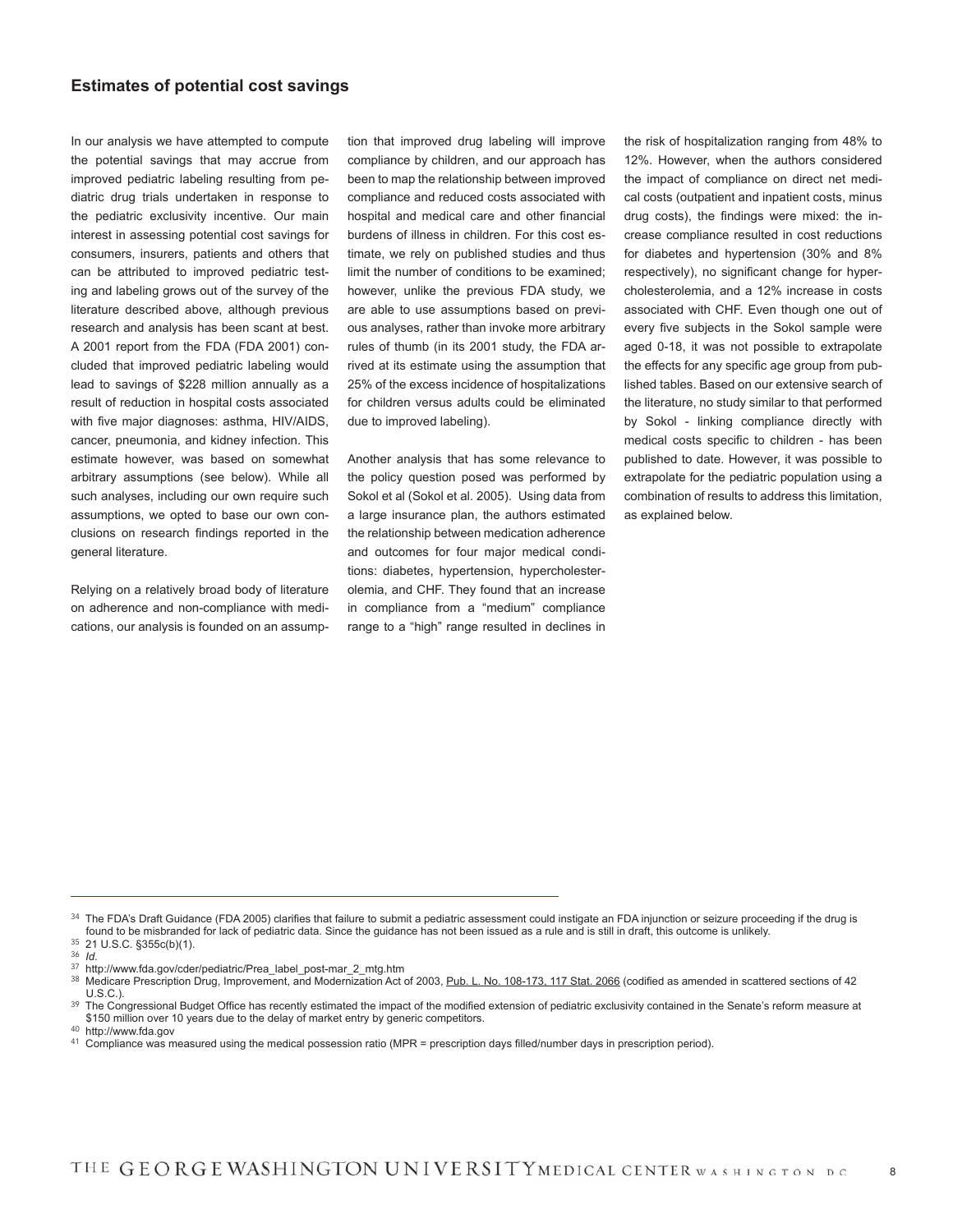## Estimates of potential cost savings

In our analysis we have attempted to compute the potential savings that may accrue from improved pediatric labeling resulting from pediatric drug trials undertaken in response to the pediatric exclusivity incentive. Our main interest in assessing potential cost savings for consumers, insurers, patients and others that can be attributed to improved pediatric testing and labeling grows out of the survey of the literature described above, although previous research and analysis has been scant at best. A 2001 report from the FDA (FDA 2001) concluded that improved pediatric labeling would lead to savings of $228 million annually as a result of reduction in hospital costs associated with five major diagnoses: asthma, HIV/AIDS, cancer, pneumonia, and kidney infection. This estimate however, was based on somewhat arbitrary assumptions (see below). While all such analyses, including our own require such assumptions, we opted to base our own conclusions on research findings reported in the general literature.

Relying on a relatively broad body of literature on adherence and non-compliance with medications, our analysis is founded on an assumption that improved drug labeling will improve compliance by children, and our approach has been to map the relationship between improved compliance and reduced costs associated with hospital and medical care and other financial burdens of illness in children. For this cost estimate, we rely on published studies and thus limit the number of conditions to be examined; however, unlike the previous FDA study, we are able to use assumptions based on previous analyses, rather than invoke more arbitrary rules of thumb (in its 2001 study, the FDA arrived at its estimate using the assumption that 25% of the excess incidence of hospitalizations for children versus adults could be eliminated due to improved labeling).

Another analysis that has some relevance to the policy question posed was performed by Sokol et al (Sokol et al. 2005). Using data from a large insurance plan, the authors estimated the relationship between medication adherence and outcomes for four major medical conditions: diabetes, hypertension, hypercholesterolemia, and CHF. They found that an increase in compliance from a "medium" compliance range to a "high" range resulted in declines in the risk of hospitalization ranging from 48% to 12%. However, when the authors considered the impact of compliance on direct net medical costs (outpatient and inpatient costs, minus drug costs), the findings were mixed: the increase compliance resulted in cost reductions for diabetes and hypertension (30% and 8% respectively), no significant change for hypercholesterolemia, and a 12% increase in costs associated with CHF. Even though one out of every five subjects in the Sokol sample were aged 0-18, it was not possible to extrapolate the effects for any specific age group from published tables. Based on our extensive search of the literature, no study similar to that performed by Sokol - linking compliance directly with medical costs specific to children - has been published to date. However, it was possible to extrapolate for the pediatric population using a combination of results to address this limitation, as explained below.

---

[34] The FDA's Draft Guidance (FDA 2005) clarifies that failure to submit a pediatric assessment could instigate an FDA injunction or seizure proceeding if the drug is found to be misbranded for lack of pediatric data. Since the guidance has not been issued as a rule and is still in draft, this outcome is unlikely.

[35] 21 U.S.C. §355c(b)(1).

[36] *Id.*

[37] http://www.fda.gov/cder/pediatric/Prea_label_post-mar_2_mtg.htm

[38] Medicare Prescription Drug, Improvement, and Modernization Act of 2003, Pub. L. No. 108-173, 117 Stat. 2066 (codified as amended in scattered sections of 42 U.S.C.).

[39] The Congressional Budget Office has recently estimated the impact of the modified extension of pediatric exclusivity contained in the Senate's reform measure at $150 million over 10 years due to the delay of market entry by generic competitors.

[40] http://www.fda.gov

[41] Compliance was measured using the medical possession ratio (MPR = prescription days filled/number days in prescription period).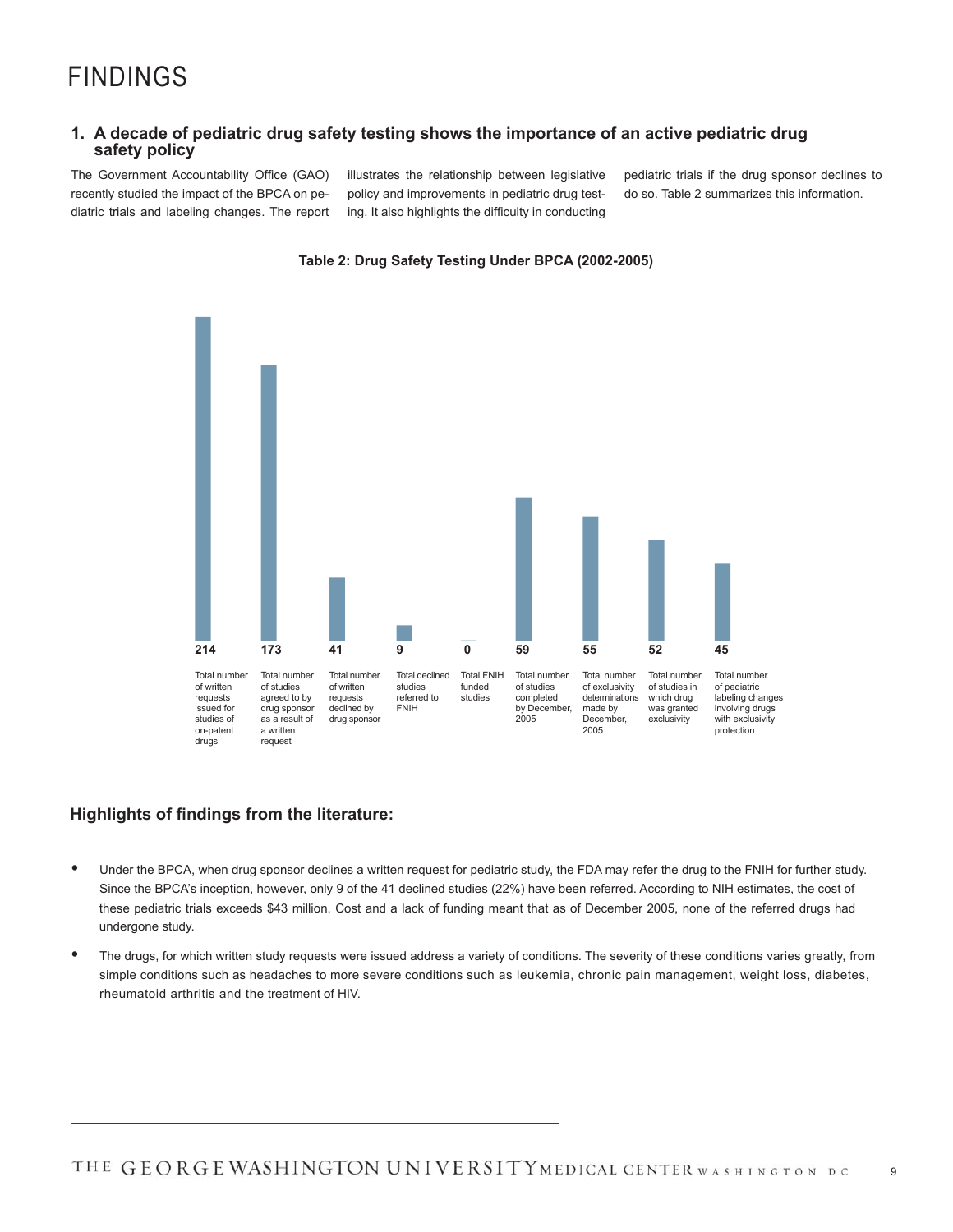# FINDINGS

## 1. A decade of pediatric drug safety testing shows the importance of an active pediatric drug safety policy

The Government Accountability Office (GAO) recently studied the impact of the BPCA on pediatric trials and labeling changes. The report illustrates the relationship between legislative policy and improvements in pediatric drug testing. It also highlights the difficulty in conducting pediatric trials if the drug sponsor declines to do so. Table 2 summarizes this information.

**Table 2: Drug Safety Testing Under BPCA (2002-2005)**

| Measure | Value |
| --- | --- |
| Total number of written requests issued for studies of on-patent drugs | 214 |
| Total number of studies agreed to by drug sponsor as a result of a written request | 173 |
| Total number of written requests declined by drug sponsor | 41 |
| Total declined studies referred to FNIH | 9 |
| Total FNIH funded studies | 0 |
| Total number of studies completed by December, 2005 | 59 |
| Total number of exclusivity determinations made by December, 2005 | 55 |
| Total number of studies in which drug was granted exclusivity | 52 |
| Total number of pediatric labeling changes involving drugs with exclusivity protection | 45 |

### Highlights of findings from the literature:

- Under the BPCA, when drug sponsor declines a written request for pediatric study, the FDA may refer the drug to the FNIH for further study. Since the BPCA's inception, however, only 9 of the 41 declined studies (22%) have been referred. According to NIH estimates, the cost of these pediatric trials exceeds $43 million. Cost and a lack of funding meant that as of December 2005, none of the referred drugs had undergone study.
- The drugs, for which written study requests were issued address a variety of conditions. The severity of these conditions varies greatly, from simple conditions such as headaches to more severe conditions such as leukemia, chronic pain management, weight loss, diabetes, rheumatoid arthritis and the treatment of HIV.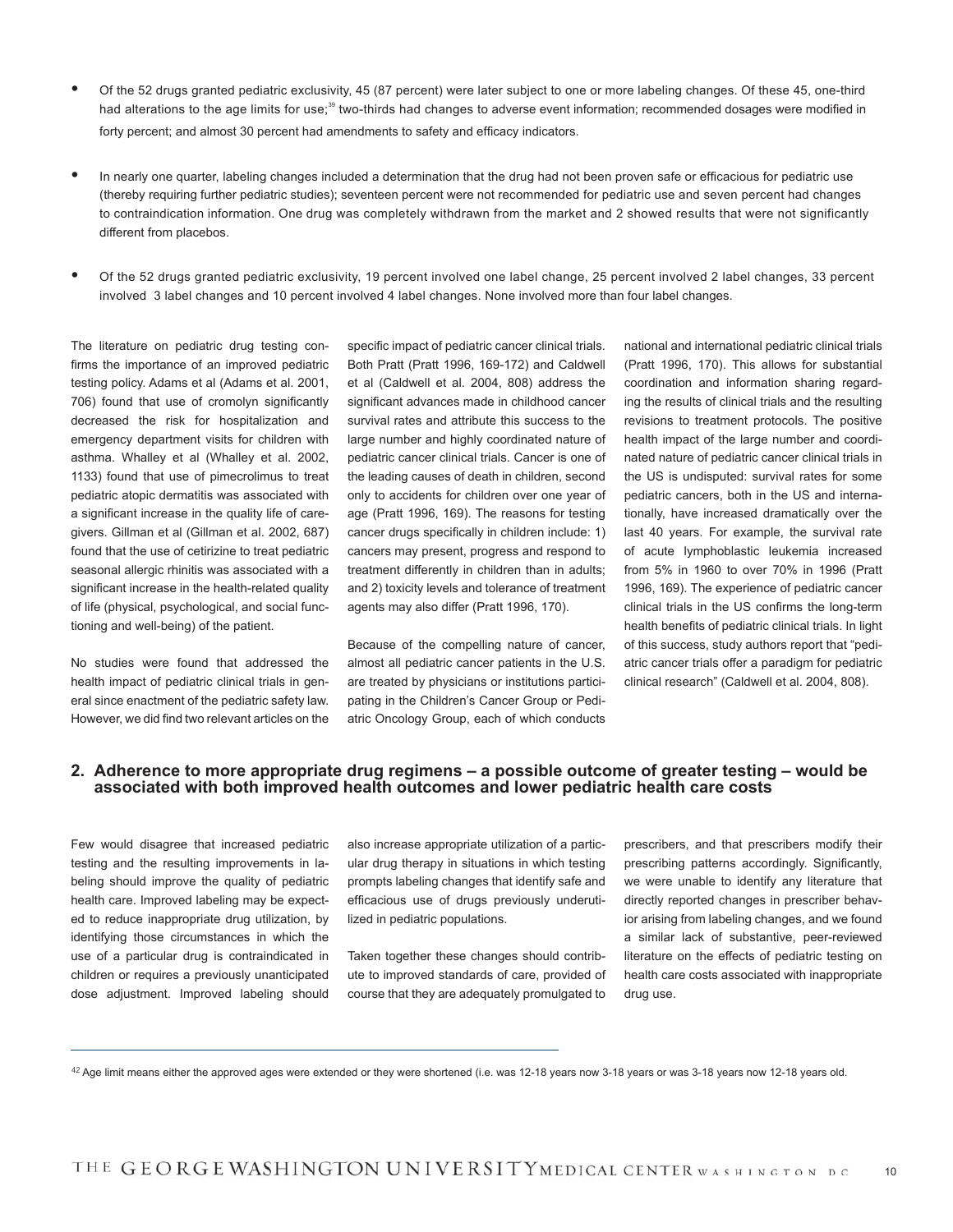- Of the 52 drugs granted pediatric exclusivity, 45 (87 percent) were later subject to one or more labeling changes. Of these 45, one-third had alterations to the age limits for use;[39] two-thirds had changes to adverse event information; recommended dosages were modified in forty percent; and almost 30 percent had amendments to safety and efficacy indicators.

- In nearly one quarter, labeling changes included a determination that the drug had not been proven safe or efficacious for pediatric use (thereby requiring further pediatric studies); seventeen percent were not recommended for pediatric use and seven percent had changes to contraindication information. One drug was completely withdrawn from the market and 2 showed results that were not significantly different from placebos.

- Of the 52 drugs granted pediatric exclusivity, 19 percent involved one label change, 25 percent involved 2 label changes, 33 percent involved 3 label changes and 10 percent involved 4 label changes. None involved more than four label changes.

The literature on pediatric drug testing confirms the importance of an improved pediatric testing policy. Adams et al (Adams et al. 2001, 706) found that use of cromolyn significantly decreased the risk for hospitalization and emergency department visits for children with asthma. Whalley et al (Whalley et al. 2002, 1133) found that use of pimecrolimus to treat pediatric atopic dermatitis was associated with a significant increase in the quality life of caregivers. Gillman et al (Gillman et al. 2002, 687) found that the use of cetirizine to treat pediatric seasonal allergic rhinitis was associated with a significant increase in the health-related quality of life (physical, psychological, and social functioning and well-being) of the patient.

No studies were found that addressed the health impact of pediatric clinical trials in general since enactment of the pediatric safety law. However, we did find two relevant articles on the specific impact of pediatric cancer clinical trials. Both Pratt (Pratt 1996, 169-172) and Caldwell et al (Caldwell et al. 2004, 808) address the significant advances made in childhood cancer survival rates and attribute this success to the large number and highly coordinated nature of pediatric cancer clinical trials. Cancer is one of the leading causes of death in children, second only to accidents for children over one year of age (Pratt 1996, 169). The reasons for testing cancer drugs specifically in children include: 1) cancers may present, progress and respond to treatment differently in children than in adults; and 2) toxicity levels and tolerance of treatment agents may also differ (Pratt 1996, 170).

Because of the compelling nature of cancer, almost all pediatric cancer patients in the U.S. are treated by physicians or institutions participating in the Children's Cancer Group or Pediatric Oncology Group, each of which conducts national and international pediatric clinical trials (Pratt 1996, 170). This allows for substantial coordination and information sharing regarding the results of clinical trials and the resulting revisions to treatment protocols. The positive health impact of the large number and coordinated nature of pediatric cancer clinical trials in the US is undisputed: survival rates for some pediatric cancers, both in the US and internationally, have increased dramatically over the last 40 years. For example, the survival rate of acute lymphoblastic leukemia increased from 5% in 1960 to over 70% in 1996 (Pratt 1996, 169). The experience of pediatric cancer clinical trials in the US confirms the long-term health benefits of pediatric clinical trials. In light of this success, study authors report that "pediatric cancer trials offer a paradigm for pediatric clinical research" (Caldwell et al. 2004, 808).

## 2. Adherence to more appropriate drug regimens – a possible outcome of greater testing – would be associated with both improved health outcomes and lower pediatric health care costs

Few would disagree that increased pediatric testing and the resulting improvements in labeling should improve the quality of pediatric health care. Improved labeling may be expected to reduce inappropriate drug utilization, by identifying those circumstances in which the use of a particular drug is contraindicated in children or requires a previously unanticipated dose adjustment. Improved labeling should also increase appropriate utilization of a particular drug therapy in situations in which testing prompts labeling changes that identify safe and efficacious use of drugs previously underutilized in pediatric populations.

Taken together these changes should contribute to improved standards of care, provided of course that they are adequately promulgated to prescribers, and that prescribers modify their prescribing patterns accordingly. Significantly, we were unable to identify any literature that directly reported changes in prescriber behavior arising from labeling changes, and we found a similar lack of substantive, peer-reviewed literature on the effects of pediatric testing on health care costs associated with inappropriate drug use.

[42] Age limit means either the approved ages were extended or they were shortened (i.e. was 12-18 years now 3-18 years or was 3-18 years now 12-18 years old.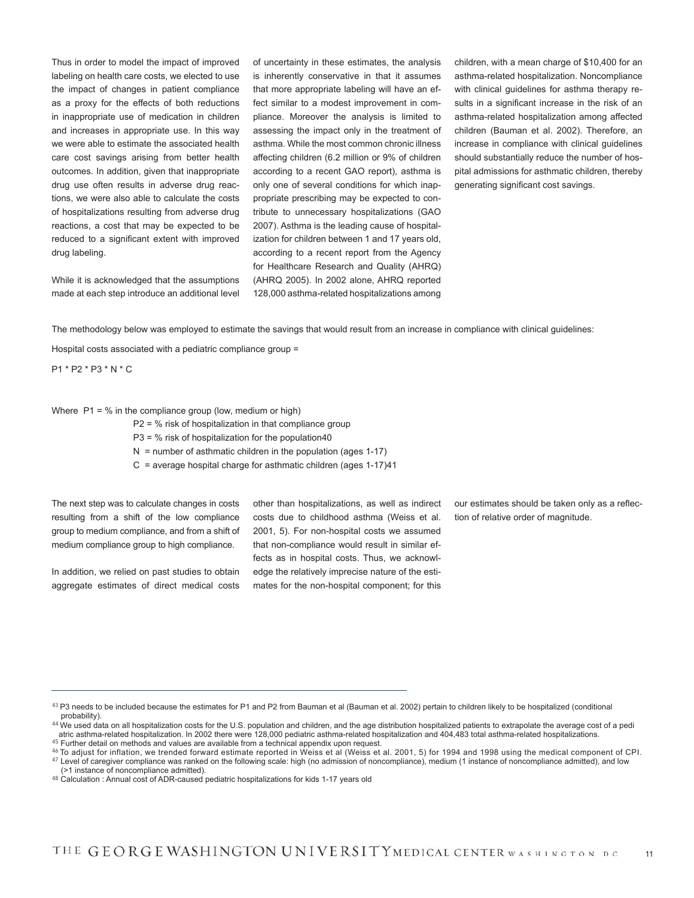Thus in order to model the impact of improved labeling on health care costs, we elected to use the impact of changes in patient compliance as a proxy for the effects of both reductions in inappropriate use of medication in children and increases in appropriate use. In this way we were able to estimate the associated health care cost savings arising from better health outcomes. In addition, given that inappropriate drug use often results in adverse drug reactions, we were also able to calculate the costs of hospitalizations resulting from adverse drug reactions, a cost that may be expected to be reduced to a significant extent with improved drug labeling.

While it is acknowledged that the assumptions made at each step introduce an additional level of uncertainty in these estimates, the analysis is inherently conservative in that it assumes that more appropriate labeling will have an effect similar to a modest improvement in compliance. Moreover the analysis is limited to assessing the impact only in the treatment of asthma. While the most common chronic illness affecting children (6.2 million or 9% of children according to a recent GAO report), asthma is only one of several conditions for which inappropriate prescribing may be expected to contribute to unnecessary hospitalizations (GAO 2007). Asthma is the leading cause of hospitalization for children between 1 and 17 years old, according to a recent report from the Agency for Healthcare Research and Quality (AHRQ) (AHRQ 2005). In 2002 alone, AHRQ reported 128,000 asthma-related hospitalizations among children, with a mean charge of $10,400 for an asthma-related hospitalization. Noncompliance with clinical guidelines for asthma therapy results in a significant increase in the risk of an asthma-related hospitalization among affected children (Bauman et al. 2002). Therefore, an increase in compliance with clinical guidelines should substantially reduce the number of hospital admissions for asthmatic children, thereby generating significant cost savings.

The methodology below was employed to estimate the savings that would result from an increase in compliance with clinical guidelines:

Hospital costs associated with a pediatric compliance group =

$$P1 * P2 * P3 * N * C$$

Where P1 = % in the compliance group (low, medium or high)

- P2 = % risk of hospitalization in that compliance group
- P3 = % risk of hospitalization for the population40
- N = number of asthmatic children in the population (ages 1-17)
- C = average hospital charge for asthmatic children (ages 1-17)41

The next step was to calculate changes in costs resulting from a shift of the low compliance group to medium compliance, and from a shift of medium compliance group to high compliance.

In addition, we relied on past studies to obtain aggregate estimates of direct medical costs other than hospitalizations, as well as indirect costs due to childhood asthma (Weiss et al. 2001, 5). For non-hospital costs we assumed that non-compliance would result in similar effects as in hospital costs. Thus, we acknowledge the relatively imprecise nature of the estimates for the non-hospital component; for this our estimates should be taken only as a reflection of relative order of magnitude.

---

[43] P3 needs to be included because the estimates for P1 and P2 from Bauman et al (Bauman et al. 2002) pertain to children likely to be hospitalized (conditional probability).

[44] We used data on all hospitalization costs for the U.S. population and children, and the age distribution hospitalized patients to extrapolate the average cost of a pediatric asthma-related hospitalization. In 2002 there were 128,000 pediatric asthma-related hospitalization and 404,483 total asthma-related hospitalizations.

[45] Further detail on methods and values are available from a technical appendix upon request.

[46] To adjust for inflation, we trended forward estimate reported in Weiss et al (Weiss et al. 2001, 5) for 1994 and 1998 using the medical component of CPI.

[47] Level of caregiver compliance was ranked on the following scale: high (no admission of noncompliance), medium (1 instance of noncompliance admitted), and low (>1 instance of noncompliance admitted).

[48] Calculation : Annual cost of ADR-caused pediatric hospitalizations for kids 1-17 years old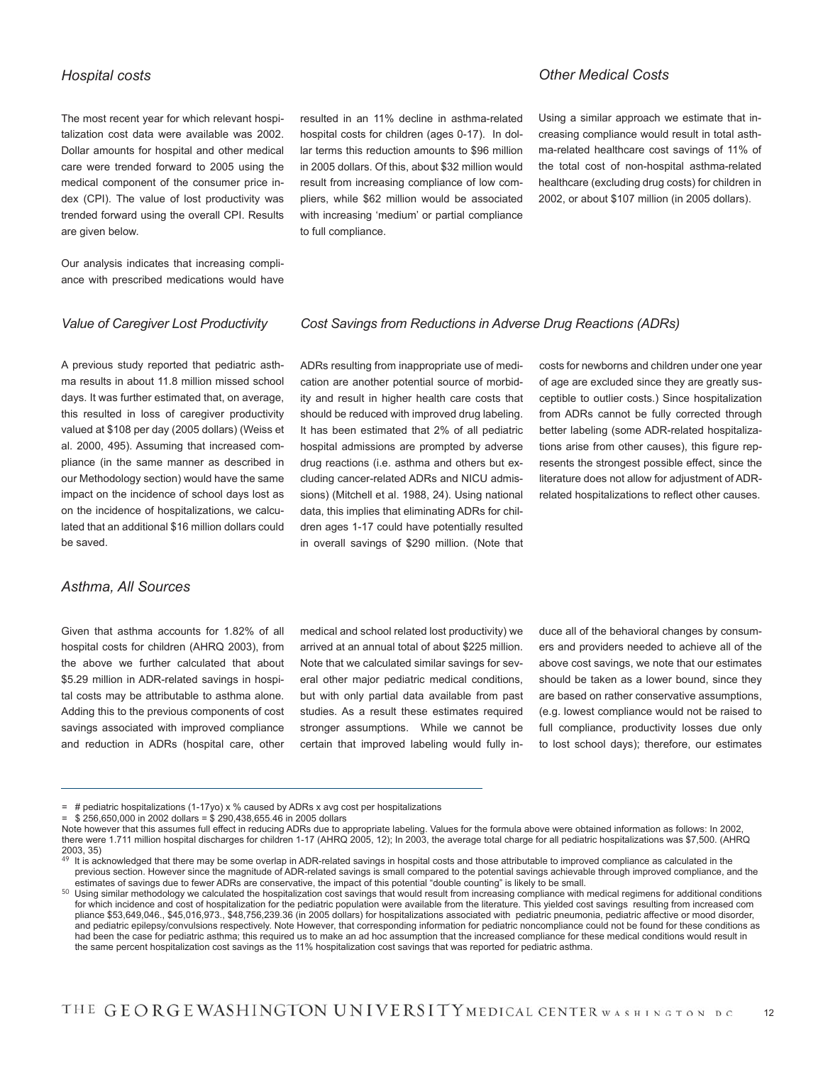### *Hospital costs*

The most recent year for which relevant hospitalization cost data were available was 2002. Dollar amounts for hospital and other medical care were trended forward to 2005 using the medical component of the consumer price index (CPI). The value of lost productivity was trended forward using the overall CPI. Results are given below.

Our analysis indicates that increasing compliance with prescribed medications would have resulted in an 11% decline in asthma-related hospital costs for children (ages 0-17). In dollar terms this reduction amounts to $96 million in 2005 dollars. Of this, about $32 million would result from increasing compliance of low compliers, while $62 million would be associated with increasing 'medium' or partial compliance to full compliance.

### *Other Medical Costs*

Using a similar approach we estimate that increasing compliance would result in total asthma-related healthcare cost savings of 11% of the total cost of non-hospital asthma-related healthcare (excluding drug costs) for children in 2002, or about $107 million (in 2005 dollars).

### *Value of Caregiver Lost Productivity*

A previous study reported that pediatric asthma results in about 11.8 million missed school days. It was further estimated that, on average, this resulted in loss of caregiver productivity valued at $108 per day (2005 dollars) (Weiss et al. 2000, 495). Assuming that increased compliance (in the same manner as described in our Methodology section) would have the same impact on the incidence of school days lost as on the incidence of hospitalizations, we calculated that an additional $16 million dollars could be saved.

### *Cost Savings from Reductions in Adverse Drug Reactions (ADRs)*

ADRs resulting from inappropriate use of medication are another potential source of morbidity and result in higher health care costs that should be reduced with improved drug labeling. It has been estimated that 2% of all pediatric hospital admissions are prompted by adverse drug reactions (i.e. asthma and others but excluding cancer-related ADRs and NICU admissions) (Mitchell et al. 1988, 24). Using national data, this implies that eliminating ADRs for children ages 1-17 could have potentially resulted in overall savings of $290 million. (Note that costs for newborns and children under one year of age are excluded since they are greatly susceptible to outlier costs.) Since hospitalization from ADRs cannot be fully corrected through better labeling (some ADR-related hospitalizations arise from other causes), this figure represents the strongest possible effect, since the literature does not allow for adjustment of ADR-related hospitalizations to reflect other causes.

### *Asthma, All Sources*

Given that asthma accounts for 1.82% of all hospital costs for children (AHRQ 2003), from the above we further calculated that about $5.29 million in ADR-related savings in hospital costs may be attributable to asthma alone. Adding this to the previous components of cost savings associated with improved compliance and reduction in ADRs (hospital care, other medical and school related lost productivity) we arrived at an annual total of about $225 million. Note that we calculated similar savings for several other major pediatric medical conditions, but with only partial data available from past studies. As a result these estimates required stronger assumptions. While we cannot be certain that improved labeling would fully induce all of the behavioral changes by consumers and providers needed to achieve all of the above cost savings, we note that our estimates should be taken as a lower bound, since they are based on rather conservative assumptions, (e.g. lowest compliance would not be raised to full compliance, productivity losses due only to lost school days); therefore, our estimates

---

= # pediatric hospitalizations (1-17yo) x % caused by ADRs x avg cost per hospitalizations

= $ 256,650,000 in 2002 dollars = $ 290,438,655.46 in 2005 dollars

Note however that this assumes full effect in reducing ADRs due to appropriate labeling. Values for the formula above were obtained information as follows: In 2002, there were 1.711 million hospital discharges for children 1-17 (AHRQ 2005, 12); In 2003, the average total charge for all pediatric hospitalizations was $7,500. (AHRQ 2003, 35)

[49] It is acknowledged that there may be some overlap in ADR-related savings in hospital costs and those attributable to improved compliance as calculated in the previous section. However since the magnitude of ADR-related savings is small compared to the potential savings achievable through improved compliance, and the estimates of savings due to fewer ADRs are conservative, the impact of this potential "double counting" is likely to be small.

[50] Using similar methodology we calculated the hospitalization cost savings that would result from increasing compliance with medical regimens for additional conditions for which incidence and cost of hospitalization for the pediatric population were available from the literature. This yielded cost savings resulting from increased com pliance $53,649,046., $45,016,973., $48,756,239.36 (in 2005 dollars) for hospitalizations associated with pediatric pneumonia, pediatric affective or mood disorder, and pediatric epilepsy/convulsions respectively. Note However, that corresponding information for pediatric noncompliance could not be found for these conditions as had been the case for pediatric asthma; this required us to make an ad hoc assumption that the increased compliance for these medical conditions would result in the same percent hospitalization cost savings as the 11% hospitalization cost savings that was reported for pediatric asthma.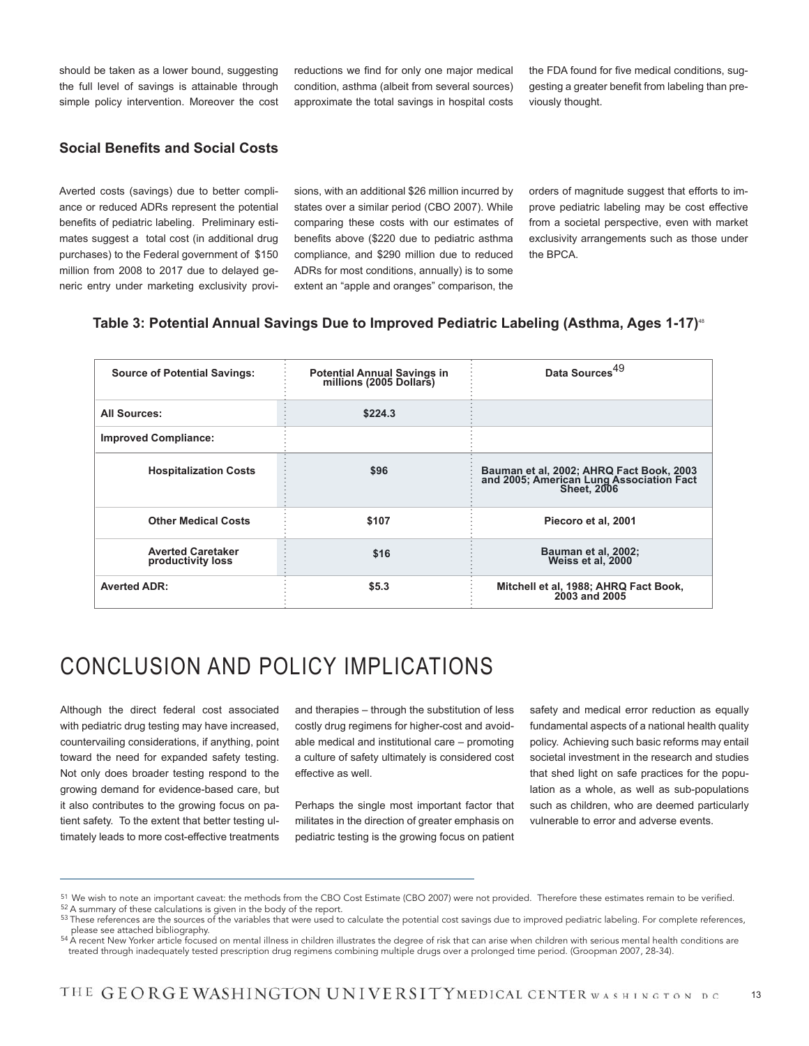should be taken as a lower bound, suggesting the full level of savings is attainable through simple policy intervention. Moreover the cost reductions we find for only one major medical condition, asthma (albeit from several sources) approximate the total savings in hospital costs the FDA found for five medical conditions, suggesting a greater benefit from labeling than previously thought.

### Social Benefits and Social Costs

Averted costs (savings) due to better compliance or reduced ADRs represent the potential benefits of pediatric labeling. Preliminary estimates suggest a total cost (in additional drug purchases) to the Federal government of $150 million from 2008 to 2017 due to delayed generic entry under marketing exclusivity provisions, with an additional $26 million incurred by states over a similar period (CBO 2007). While comparing these costs with our estimates of benefits above ($220 due to pediatric asthma compliance, and $290 million due to reduced ADRs for most conditions, annually) is to some extent an "apple and oranges" comparison, the orders of magnitude suggest that efforts to improve pediatric labeling may be cost effective from a societal perspective, even with market exclusivity arrangements such as those under the BPCA.

**Table 3: Potential Annual Savings Due to Improved Pediatric Labeling (Asthma, Ages 1-17)**[48]

| Source of Potential Savings: | Potential Annual Savings in millions (2005 Dollars) | Data Sources[49] |
|---|---|---|
| **All Sources:** | **$224.3** | |
| **Improved Compliance:** | | |
| **Hospitalization Costs** | **$96** | **Bauman et al, 2002; AHRQ Fact Book, 2003 and 2005; American Lung Association Fact Sheet, 2006** |
| **Other Medical Costs** | **$107** | **Piecoro et al, 2001** |
| **Averted Caretaker productivity loss** | **$16** | **Bauman et al, 2002; Weiss et al, 2000** |
| **Averted ADR:** | **$5.3** | **Mitchell et al, 1988; AHRQ Fact Book, 2003 and 2005** |

# CONCLUSION AND POLICY IMPLICATIONS

Although the direct federal cost associated with pediatric drug testing may have increased, countervailing considerations, if anything, point toward the need for expanded safety testing. Not only does broader testing respond to the growing demand for evidence-based care, but it also contributes to the growing focus on patient safety. To the extent that better testing ultimately leads to more cost-effective treatments and therapies – through the substitution of less costly drug regimens for higher-cost and avoidable medical and institutional care – promoting a culture of safety ultimately is considered cost effective as well.

Perhaps the single most important factor that militates in the direction of greater emphasis on pediatric testing is the growing focus on patient safety and medical error reduction as equally fundamental aspects of a national health quality policy. Achieving such basic reforms may entail societal investment in the research and studies that shed light on safe practices for the population as a whole, as well as sub-populations such as children, who are deemed particularly vulnerable to error and adverse events.

---

[51] We wish to note an important caveat: the methods from the CBO Cost Estimate (CBO 2007) were not provided. Therefore these estimates remain to be verified.

[52] A summary of these calculations is given in the body of the report.

[53] These references are the sources of the variables that were used to calculate the potential cost savings due to improved pediatric labeling. For complete references, please see attached bibliography.

[54] A recent New Yorker article focused on mental illness in children illustrates the degree of risk that can arise when children with serious mental health conditions are treated through inadequately tested prescription drug regimens combining multiple drugs over a prolonged time period. (Groopman 2007, 28-34).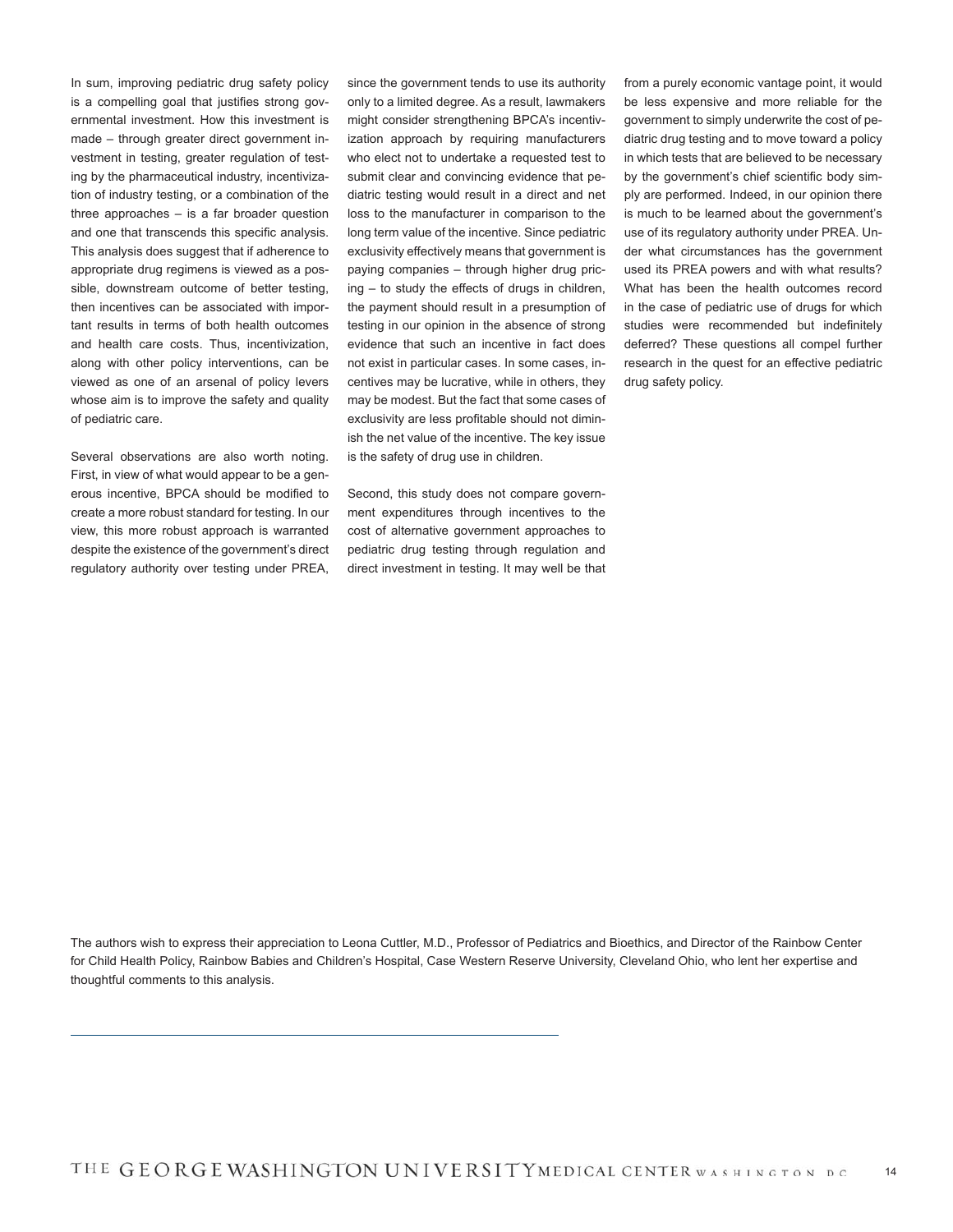In sum, improving pediatric drug safety policy is a compelling goal that justifies strong governmental investment. How this investment is made – through greater direct government investment in testing, greater regulation of testing by the pharmaceutical industry, incentivization of industry testing, or a combination of the three approaches – is a far broader question and one that transcends this specific analysis. This analysis does suggest that if adherence to appropriate drug regimens is viewed as a possible, downstream outcome of better testing, then incentives can be associated with important results in terms of both health outcomes and health care costs. Thus, incentivization, along with other policy interventions, can be viewed as one of an arsenal of policy levers whose aim is to improve the safety and quality of pediatric care.

Several observations are also worth noting. First, in view of what would appear to be a generous incentive, BPCA should be modified to create a more robust standard for testing. In our view, this more robust approach is warranted despite the existence of the government's direct regulatory authority over testing under PREA, since the government tends to use its authority only to a limited degree. As a result, lawmakers might consider strengthening BPCA's incentivization approach by requiring manufacturers who elect not to undertake a requested test to submit clear and convincing evidence that pediatric testing would result in a direct and net loss to the manufacturer in comparison to the long term value of the incentive. Since pediatric exclusivity effectively means that government is paying companies – through higher drug pricing – to study the effects of drugs in children, the payment should result in a presumption of testing in our opinion in the absence of strong evidence that such an incentive in fact does not exist in particular cases. In some cases, incentives may be lucrative, while in others, they may be modest. But the fact that some cases of exclusivity are less profitable should not diminish the net value of the incentive. The key issue is the safety of drug use in children.

Second, this study does not compare government expenditures through incentives to the cost of alternative government approaches to pediatric drug testing through regulation and direct investment in testing. It may well be that from a purely economic vantage point, it would be less expensive and more reliable for the government to simply underwrite the cost of pediatric drug testing and to move toward a policy in which tests that are believed to be necessary by the government's chief scientific body simply are performed. Indeed, in our opinion there is much to be learned about the government's use of its regulatory authority under PREA. Under what circumstances has the government used its PREA powers and with what results? What has been the health outcomes record in the case of pediatric use of drugs for which studies were recommended but indefinitely deferred? These questions all compel further research in the quest for an effective pediatric drug safety policy.

The authors wish to express their appreciation to Leona Cuttler, M.D., Professor of Pediatrics and Bioethics, and Director of the Rainbow Center for Child Health Policy, Rainbow Babies and Children's Hospital, Case Western Reserve University, Cleveland Ohio, who lent her expertise and thoughtful comments to this analysis.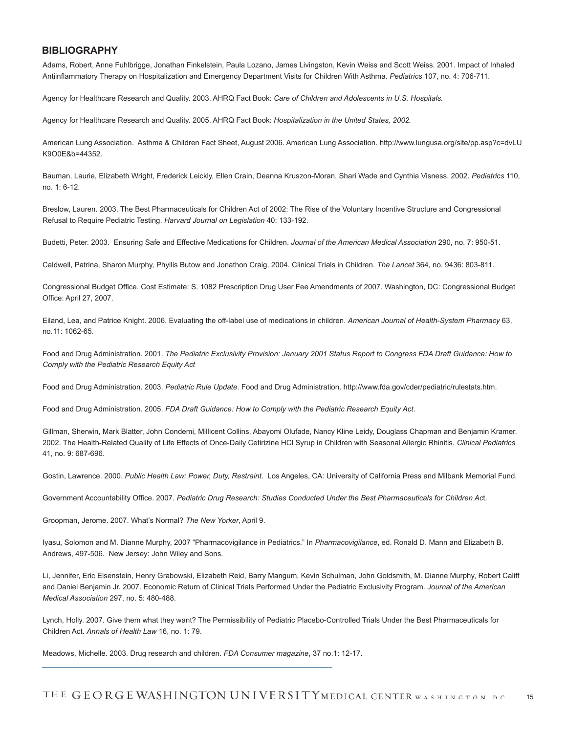## BIBLIOGRAPHY

Adams, Robert, Anne Fuhlbrigge, Jonathan Finkelstein, Paula Lozano, James Livingston, Kevin Weiss and Scott Weiss. 2001. Impact of Inhaled Antiinflammatory Therapy on Hospitalization and Emergency Department Visits for Children With Asthma. *Pediatrics* 107, no. 4: 706-711.

Agency for Healthcare Research and Quality. 2003. AHRQ Fact Book: *Care of Children and Adolescents in U.S. Hospitals.*

Agency for Healthcare Research and Quality. 2005. AHRQ Fact Book: *Hospitalization in the United States, 2002.*

American Lung Association. Asthma & Children Fact Sheet, August 2006. American Lung Association. http://www.lungusa.org/site/pp.asp?c=dvLUK9O0E&b=44352.

Bauman, Laurie, Elizabeth Wright, Frederick Leickly, Ellen Crain, Deanna Kruszon-Moran, Shari Wade and Cynthia Visness. 2002. *Pediatrics* 110, no. 1: 6-12.

Breslow, Lauren. 2003. The Best Pharmaceuticals for Children Act of 2002: The Rise of the Voluntary Incentive Structure and Congressional Refusal to Require Pediatric Testing. *Harvard Journal on Legislation* 40: 133-192.

Budetti, Peter. 2003. Ensuring Safe and Effective Medications for Children. *Journal of the American Medical Association* 290, no. 7: 950-51.

Caldwell, Patrina, Sharon Murphy, Phyllis Butow and Jonathon Craig. 2004. Clinical Trials in Children. *The Lancet* 364, no. 9436: 803-811.

Congressional Budget Office. Cost Estimate: S. 1082 Prescription Drug User Fee Amendments of 2007. Washington, DC: Congressional Budget Office: April 27, 2007.

Eiland, Lea, and Patrice Knight. 2006. Evaluating the off-label use of medications in children. *American Journal of Health-System Pharmacy* 63, no.11: 1062-65.

Food and Drug Administration. 2001. *The Pediatric Exclusivity Provision: January 2001 Status Report to Congress FDA Draft Guidance: How to Comply with the Pediatric Research Equity Act*

Food and Drug Administration. 2003. *Pediatric Rule Update*. Food and Drug Administration. http://www.fda.gov/cder/pediatric/rulestats.htm.

Food and Drug Administration. 2005. *FDA Draft Guidance: How to Comply with the Pediatric Research Equity Act*.

Gillman, Sherwin, Mark Blatter, John Condemi, Millicent Collins, Abayomi Olufade, Nancy Kline Leidy, Douglass Chapman and Benjamin Kramer. 2002. The Health-Related Quality of Life Effects of Once-Daily Cetirizine HCl Syrup in Children with Seasonal Allergic Rhinitis. *Clinical Pediatrics* 41, no. 9: 687-696.

Gostin, Lawrence. 2000. *Public Health Law: Power, Duty, Restraint*. Los Angeles, CA: University of California Press and Milbank Memorial Fund.

Government Accountability Office. 2007. *Pediatric Drug Research: Studies Conducted Under the Best Pharmaceuticals for Children Act*.

Groopman, Jerome. 2007. What's Normal? *The New Yorker*, April 9.

Iyasu, Solomon and M. Dianne Murphy, 2007 "Pharmacovigilance in Pediatrics." In *Pharmacovigilance*, ed. Ronald D. Mann and Elizabeth B. Andrews, 497-506. New Jersey: John Wiley and Sons.

Li, Jennifer, Eric Eisenstein, Henry Grabowski, Elizabeth Reid, Barry Mangum, Kevin Schulman, John Goldsmith, M. Dianne Murphy, Robert Califf and Daniel Benjamin Jr. 2007. Economic Return of Clinical Trials Performed Under the Pediatric Exclusivity Program. *Journal of the American Medical Association* 297, no. 5: 480-488.

Lynch, Holly. 2007. Give them what they want? The Permissibility of Pediatric Placebo-Controlled Trials Under the Best Pharmaceuticals for Children Act. *Annals of Health Law* 16, no. 1: 79.

Meadows, Michelle. 2003. Drug research and children. *FDA Consumer magazine*, 37 no.1: 12-17.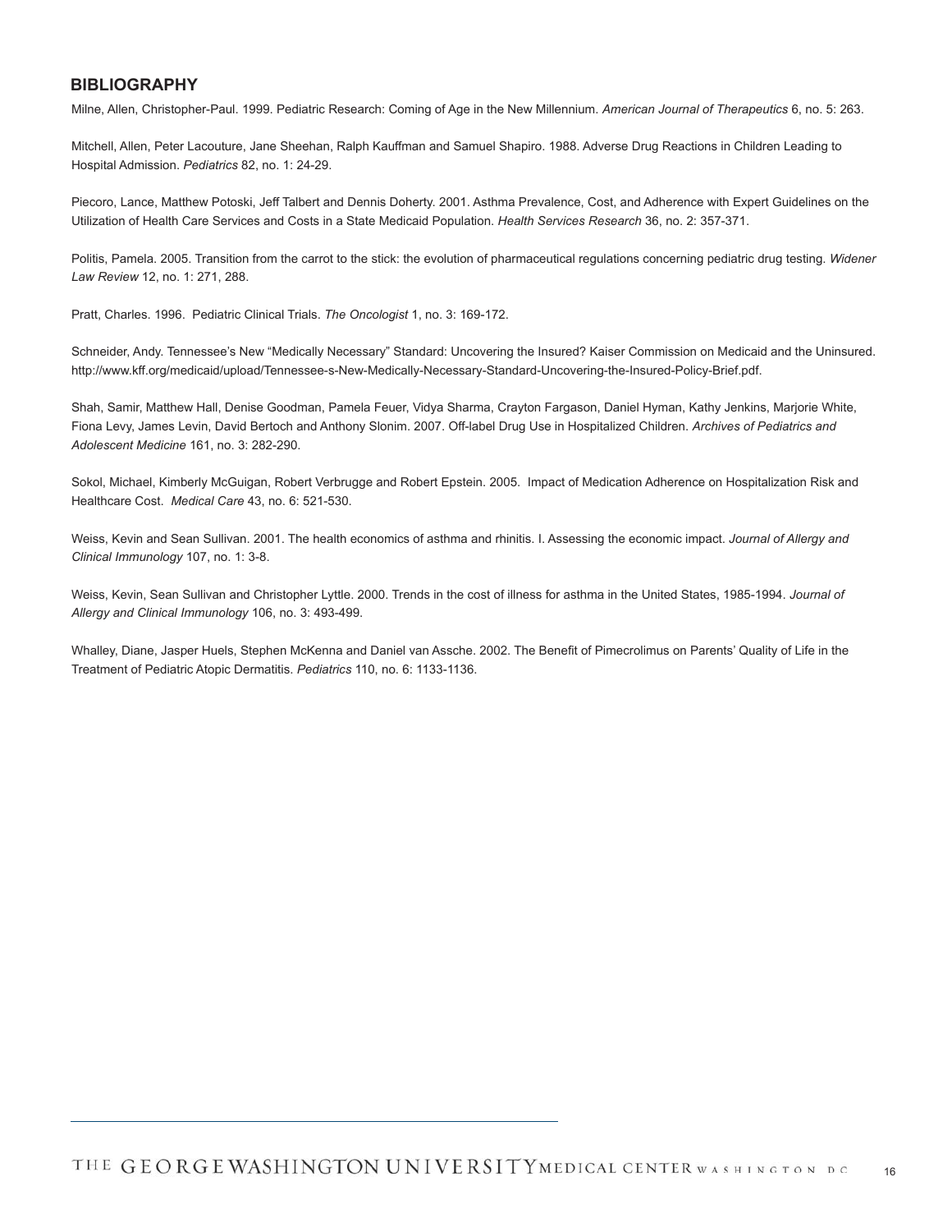## BIBLIOGRAPHY

Milne, Allen, Christopher-Paul. 1999. Pediatric Research: Coming of Age in the New Millennium. *American Journal of Therapeutics* 6, no. 5: 263.

Mitchell, Allen, Peter Lacouture, Jane Sheehan, Ralph Kauffman and Samuel Shapiro. 1988. Adverse Drug Reactions in Children Leading to Hospital Admission. *Pediatrics* 82, no. 1: 24-29.

Piecoro, Lance, Matthew Potoski, Jeff Talbert and Dennis Doherty. 2001. Asthma Prevalence, Cost, and Adherence with Expert Guidelines on the Utilization of Health Care Services and Costs in a State Medicaid Population. *Health Services Research* 36, no. 2: 357-371.

Politis, Pamela. 2005. Transition from the carrot to the stick: the evolution of pharmaceutical regulations concerning pediatric drug testing. *Widener Law Review* 12, no. 1: 271, 288.

Pratt, Charles. 1996. Pediatric Clinical Trials. *The Oncologist* 1, no. 3: 169-172.

Schneider, Andy. Tennessee's New "Medically Necessary" Standard: Uncovering the Insured? Kaiser Commission on Medicaid and the Uninsured. http://www.kff.org/medicaid/upload/Tennessee-s-New-Medically-Necessary-Standard-Uncovering-the-Insured-Policy-Brief.pdf.

Shah, Samir, Matthew Hall, Denise Goodman, Pamela Feuer, Vidya Sharma, Crayton Fargason, Daniel Hyman, Kathy Jenkins, Marjorie White, Fiona Levy, James Levin, David Bertoch and Anthony Slonim. 2007. Off-label Drug Use in Hospitalized Children. *Archives of Pediatrics and Adolescent Medicine* 161, no. 3: 282-290.

Sokol, Michael, Kimberly McGuigan, Robert Verbrugge and Robert Epstein. 2005. Impact of Medication Adherence on Hospitalization Risk and Healthcare Cost. *Medical Care* 43, no. 6: 521-530.

Weiss, Kevin and Sean Sullivan. 2001. The health economics of asthma and rhinitis. I. Assessing the economic impact. *Journal of Allergy and Clinical Immunology* 107, no. 1: 3-8.

Weiss, Kevin, Sean Sullivan and Christopher Lyttle. 2000. Trends in the cost of illness for asthma in the United States, 1985-1994. *Journal of Allergy and Clinical Immunology* 106, no. 3: 493-499.

Whalley, Diane, Jasper Huels, Stephen McKenna and Daniel van Assche. 2002. The Benefit of Pimecrolimus on Parents' Quality of Life in the Treatment of Pediatric Atopic Dermatitis. *Pediatrics* 110, no. 6: 1133-1136.